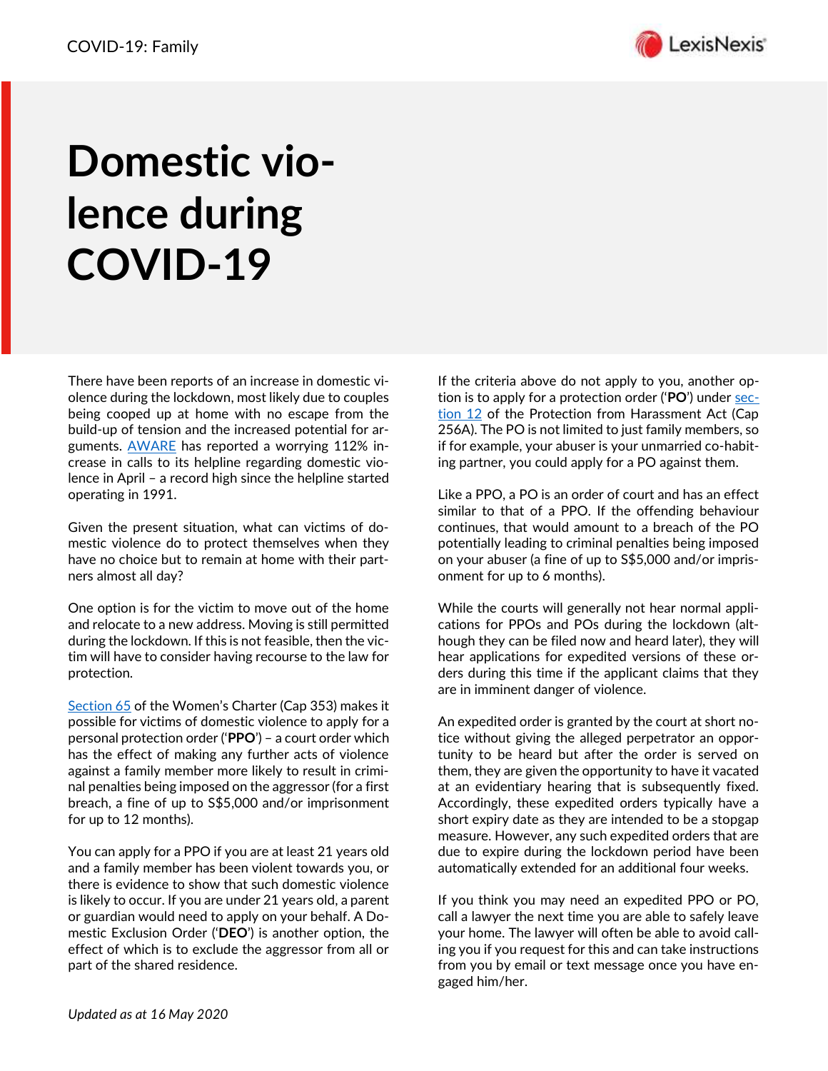# Domestic violence during COVID-19

There have been reports of an increase in domestic violence during the lockdown, most likely due to couples being cooped up at home with no escape from the build-up of tension and the increased potential for arguments. AWARE has reported a worrying 112% increase in calls to its helpline regarding domestic violence in April – a record high since the helpline started operating in 1991.

Given the present situation, what can victims of domestic violence do to protect themselves when they have no choice but to remain at home with their partners almost all day?

One option is for the victim to move out of the home and relocate to a new address. Moving is still permitted during the lockdown. If this is not feasible, then the victim will have to consider having recourse to the law for protection.

Section 65 of the Women's Charter (Cap 353) makes it possible for victims of domestic violence to apply for a personal protection order ('**PPO**') – a court order which has the effect of making any further acts of violence against a family member more likely to result in criminal penalties being imposed on the aggressor (for a first breach, a fine of up to S$5,000 and/or imprisonment for up to 12 months).

You can apply for a PPO if you are at least 21 years old and a family member has been violent towards you, or there is evidence to show that such domestic violence is likely to occur. If you are under 21 years old, a parent or guardian would need to apply on your behalf. A Domestic Exclusion Order ('**DEO**') is another option, the effect of which is to exclude the aggressor from all or part of the shared residence.

If the criteria above do not apply to you, another option is to apply for a protection order ('**PO**') under section 12 of the Protection from Harassment Act (Cap 256A). The PO is not limited to just family members, so if for example, your abuser is your unmarried co-habiting partner, you could apply for a PO against them.

Like a PPO, a PO is an order of court and has an effect similar to that of a PPO. If the offending behaviour continues, that would amount to a breach of the PO potentially leading to criminal penalties being imposed on your abuser (a fine of up to S$5,000 and/or imprisonment for up to 6 months).

While the courts will generally not hear normal applications for PPOs and POs during the lockdown (although they can be filed now and heard later), they will hear applications for expedited versions of these orders during this time if the applicant claims that they are in imminent danger of violence.

An expedited order is granted by the court at short notice without giving the alleged perpetrator an opportunity to be heard but after the order is served on them, they are given the opportunity to have it vacated at an evidentiary hearing that is subsequently fixed. Accordingly, these expedited orders typically have a short expiry date as they are intended to be a stopgap measure. However, any such expedited orders that are due to expire during the lockdown period have been automatically extended for an additional four weeks.

If you think you may need an expedited PPO or PO, call a lawyer the next time you are able to safely leave your home. The lawyer will often be able to avoid calling you if you request for this and can take instructions from you by email or text message once you have engaged him/her.

*Updated as at 16 May 2020*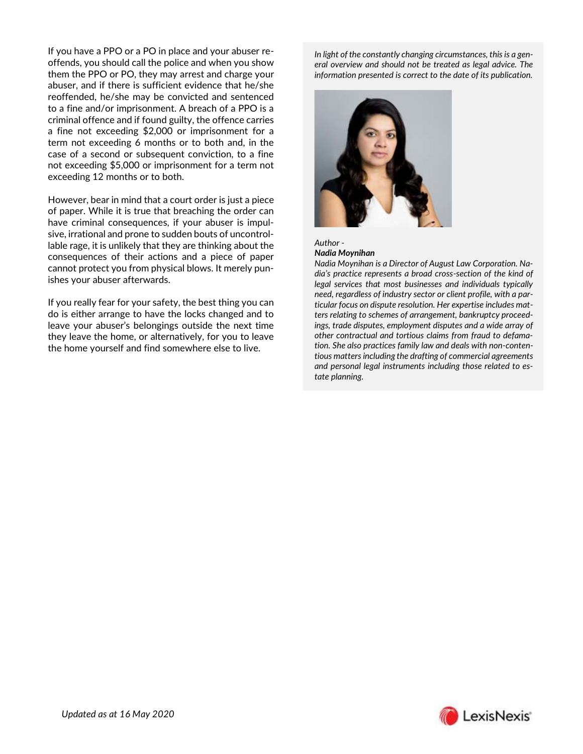If you have a PPO or a PO in place and your abuser re-offends, you should call the police and when you show them the PPO or PO, they may arrest and charge your abuser, and if there is sufficient evidence that he/she reoffended, he/she may be convicted and sentenced to a fine and/or imprisonment. A breach of a PPO is a criminal offence and if found guilty, the offence carries a fine not exceeding $2,000 or imprisonment for a term not exceeding 6 months or to both and, in the case of a second or subsequent conviction, to a fine not exceeding $5,000 or imprisonment for a term not exceeding 12 months or to both.

However, bear in mind that a court order is just a piece of paper. While it is true that breaching the order can have criminal consequences, if your abuser is impulsive, irrational and prone to sudden bouts of uncontrollable rage, it is unlikely that they are thinking about the consequences of their actions and a piece of paper cannot protect you from physical blows. It merely punishes your abuser afterwards.

If you really fear for your safety, the best thing you can do is either arrange to have the locks changed and to leave your abuser's belongings outside the next time they leave the home, or alternatively, for you to leave the home yourself and find somewhere else to live.

*In light of the constantly changing circumstances, this is a general overview and should not be treated as legal advice. The information presented is correct to the date of its publication.*

*Author -*
***Nadia Moynihan***
*Nadia Moynihan is a Director of August Law Corporation. Nadia's practice represents a broad cross-section of the kind of legal services that most businesses and individuals typically need, regardless of industry sector or client profile, with a particular focus on dispute resolution. Her expertise includes matters relating to schemes of arrangement, bankruptcy proceedings, trade disputes, employment disputes and a wide array of other contractual and tortious claims from fraud to defamation. She also practices family law and deals with non-contentious matters including the drafting of commercial agreements and personal legal instruments including those related to estate planning.*

*Updated as at 16 May 2020*